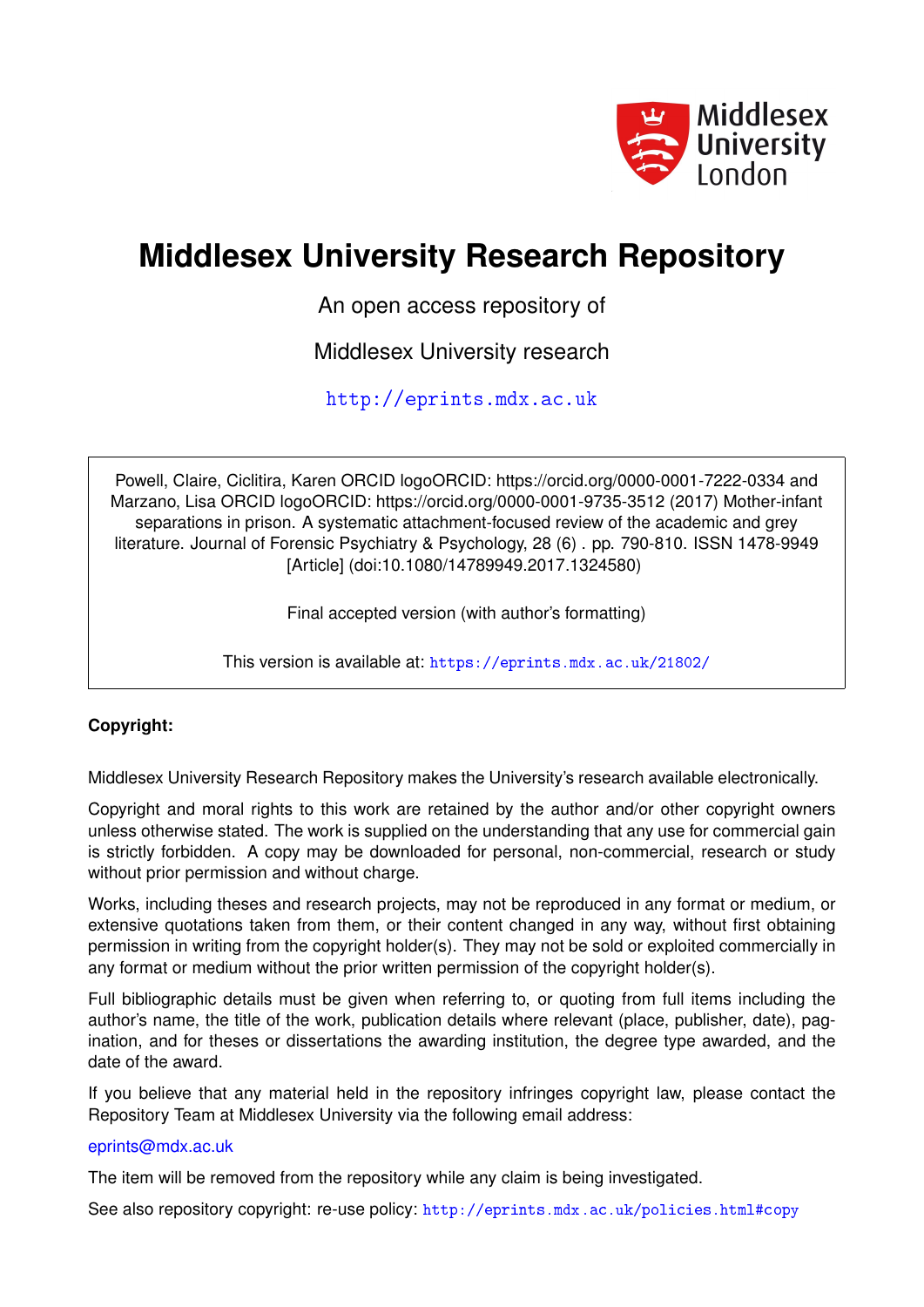Middlesex University London

# Middlesex University Research Repository

An open access repository of

Middlesex University research

http://eprints.mdx.ac.uk

Powell, Claire, Ciclitira, Karen ORCID logoORCID: https://orcid.org/0000-0001-7222-0334 and Marzano, Lisa ORCID logoORCID: https://orcid.org/0000-0001-9735-3512 (2017) Mother-infant separations in prison. A systematic attachment-focused review of the academic and grey literature. Journal of Forensic Psychiatry & Psychology, 28 (6) . pp. 790-810. ISSN 1478-9949 [Article] (doi:10.1080/14789949.2017.1324580)

Final accepted version (with author's formatting)

This version is available at: https://eprints.mdx.ac.uk/21802/

**Copyright:**

Middlesex University Research Repository makes the University's research available electronically.

Copyright and moral rights to this work are retained by the author and/or other copyright owners unless otherwise stated. The work is supplied on the understanding that any use for commercial gain is strictly forbidden. A copy may be downloaded for personal, non-commercial, research or study without prior permission and without charge.

Works, including theses and research projects, may not be reproduced in any format or medium, or extensive quotations taken from them, or their content changed in any way, without first obtaining permission in writing from the copyright holder(s). They may not be sold or exploited commercially in any format or medium without the prior written permission of the copyright holder(s).

Full bibliographic details must be given when referring to, or quoting from full items including the author's name, the title of the work, publication details where relevant (place, publisher, date), pagination, and for theses or dissertations the awarding institution, the degree type awarded, and the date of the award.

If you believe that any material held in the repository infringes copyright law, please contact the Repository Team at Middlesex University via the following email address:

eprints@mdx.ac.uk

The item will be removed from the repository while any claim is being investigated.

See also repository copyright: re-use policy: http://eprints.mdx.ac.uk/policies.html#copy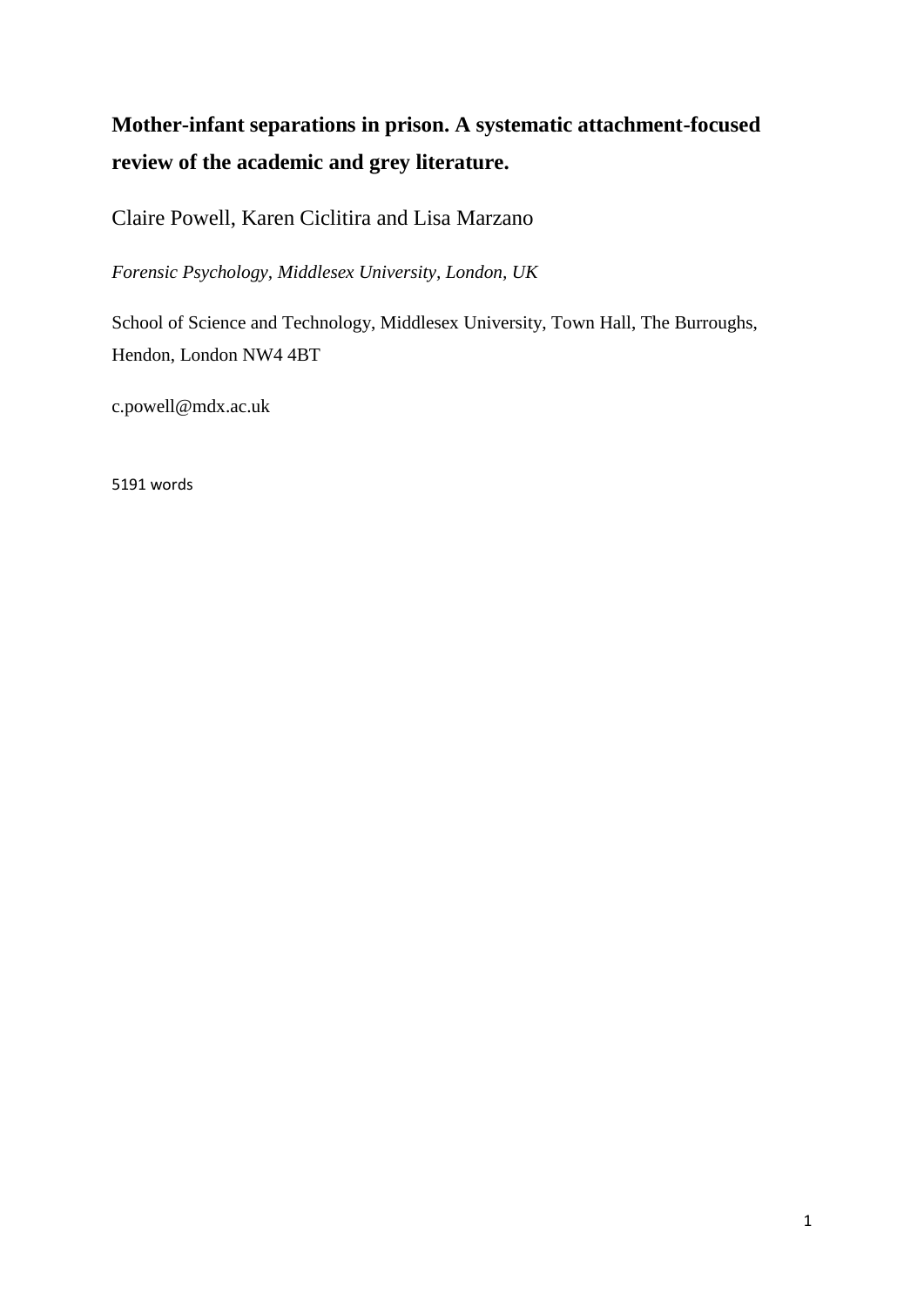**Mother-infant separations in prison. A systematic attachment-focused review of the academic and grey literature.**

Claire Powell, Karen Ciclitira and Lisa Marzano

*Forensic Psychology, Middlesex University, London, UK*

School of Science and Technology, Middlesex University, Town Hall, The Burroughs, Hendon, London NW4 4BT

c.powell@mdx.ac.uk

5191 words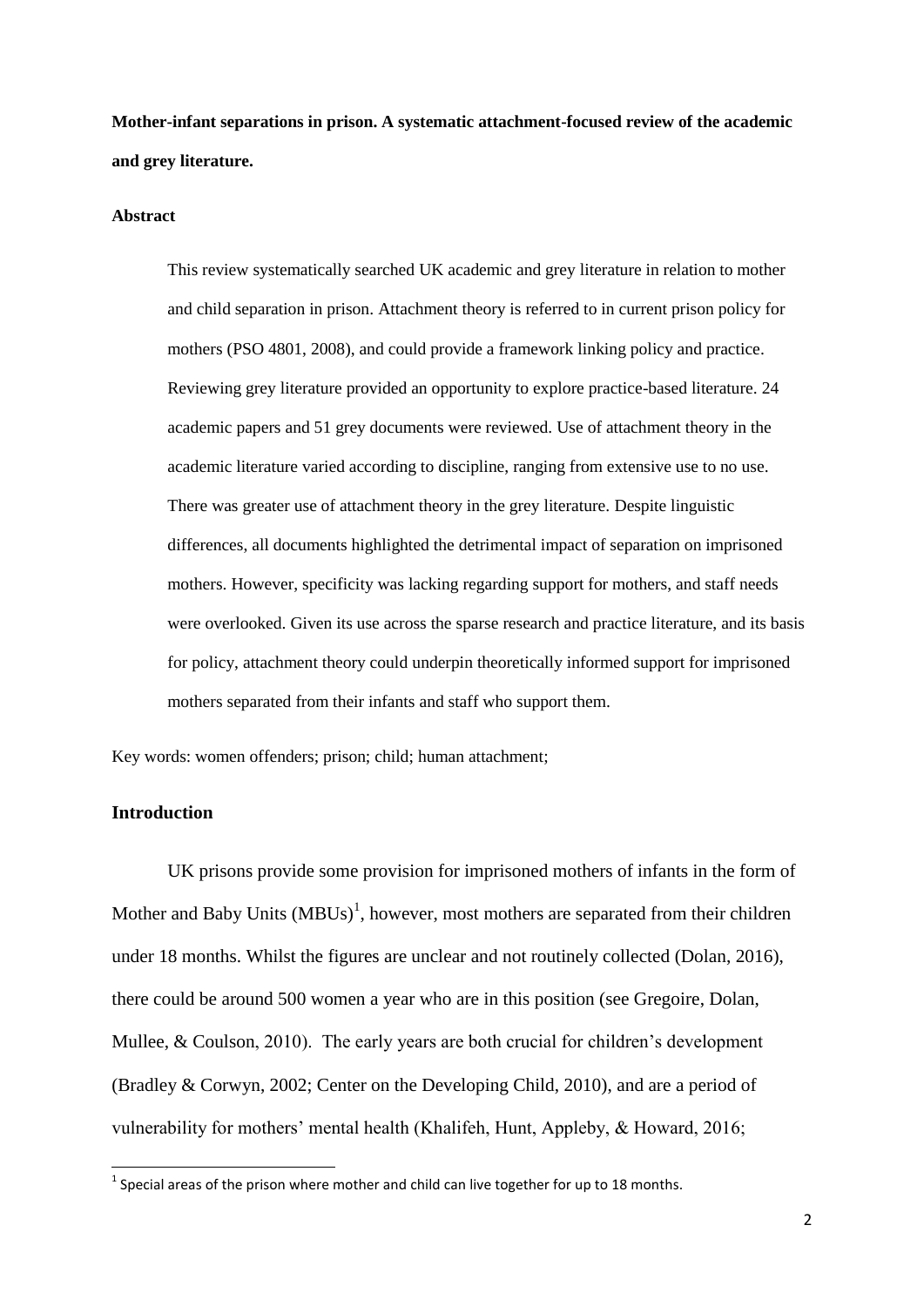**Mother-infant separations in prison. A systematic attachment-focused review of the academic and grey literature.**

**Abstract**

This review systematically searched UK academic and grey literature in relation to mother and child separation in prison. Attachment theory is referred to in current prison policy for mothers (PSO 4801, 2008), and could provide a framework linking policy and practice. Reviewing grey literature provided an opportunity to explore practice-based literature. 24 academic papers and 51 grey documents were reviewed. Use of attachment theory in the academic literature varied according to discipline, ranging from extensive use to no use. There was greater use of attachment theory in the grey literature. Despite linguistic differences, all documents highlighted the detrimental impact of separation on imprisoned mothers. However, specificity was lacking regarding support for mothers, and staff needs were overlooked. Given its use across the sparse research and practice literature, and its basis for policy, attachment theory could underpin theoretically informed support for imprisoned mothers separated from their infants and staff who support them.

Key words: women offenders; prison; child; human attachment;

## Introduction

UK prisons provide some provision for imprisoned mothers of infants in the form of Mother and Baby Units (MBUs)[1], however, most mothers are separated from their children under 18 months. Whilst the figures are unclear and not routinely collected (Dolan, 2016), there could be around 500 women a year who are in this position (see Gregoire, Dolan, Mullee, & Coulson, 2010). The early years are both crucial for children's development (Bradley & Corwyn, 2002; Center on the Developing Child, 2010), and are a period of vulnerability for mothers' mental health (Khalifeh, Hunt, Appleby, & Howard, 2016;

[1] Special areas of the prison where mother and child can live together for up to 18 months.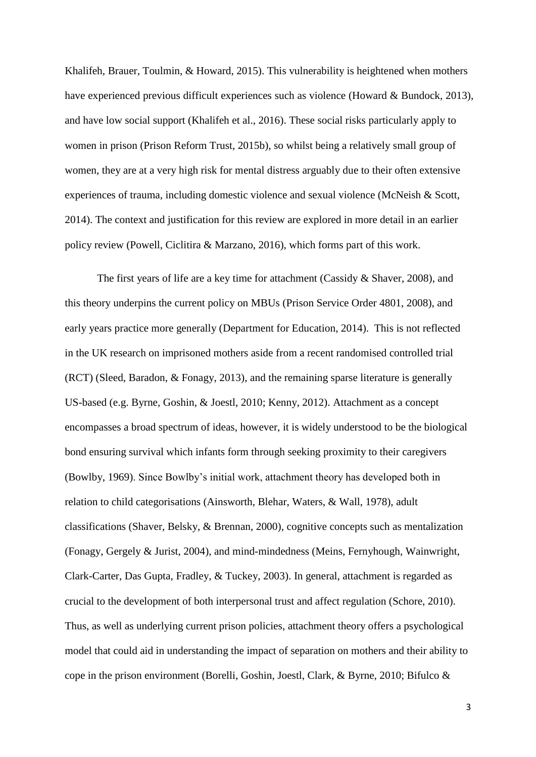Khalifeh, Brauer, Toulmin, & Howard, 2015). This vulnerability is heightened when mothers have experienced previous difficult experiences such as violence (Howard & Bundock, 2013), and have low social support (Khalifeh et al., 2016). These social risks particularly apply to women in prison (Prison Reform Trust, 2015b), so whilst being a relatively small group of women, they are at a very high risk for mental distress arguably due to their often extensive experiences of trauma, including domestic violence and sexual violence (McNeish & Scott, 2014). The context and justification for this review are explored in more detail in an earlier policy review (Powell, Ciclitira & Marzano, 2016), which forms part of this work.

The first years of life are a key time for attachment (Cassidy & Shaver, 2008), and this theory underpins the current policy on MBUs (Prison Service Order 4801, 2008), and early years practice more generally (Department for Education, 2014). This is not reflected in the UK research on imprisoned mothers aside from a recent randomised controlled trial (RCT) (Sleed, Baradon, & Fonagy, 2013), and the remaining sparse literature is generally US-based (e.g. Byrne, Goshin, & Joestl, 2010; Kenny, 2012). Attachment as a concept encompasses a broad spectrum of ideas, however, it is widely understood to be the biological bond ensuring survival which infants form through seeking proximity to their caregivers (Bowlby, 1969). Since Bowlby's initial work, attachment theory has developed both in relation to child categorisations (Ainsworth, Blehar, Waters, & Wall, 1978), adult classifications (Shaver, Belsky, & Brennan, 2000), cognitive concepts such as mentalization (Fonagy, Gergely & Jurist, 2004), and mind-mindedness (Meins, Fernyhough, Wainwright, Clark-Carter, Das Gupta, Fradley, & Tuckey, 2003). In general, attachment is regarded as crucial to the development of both interpersonal trust and affect regulation (Schore, 2010). Thus, as well as underlying current prison policies, attachment theory offers a psychological model that could aid in understanding the impact of separation on mothers and their ability to cope in the prison environment (Borelli, Goshin, Joestl, Clark, & Byrne, 2010; Bifulco &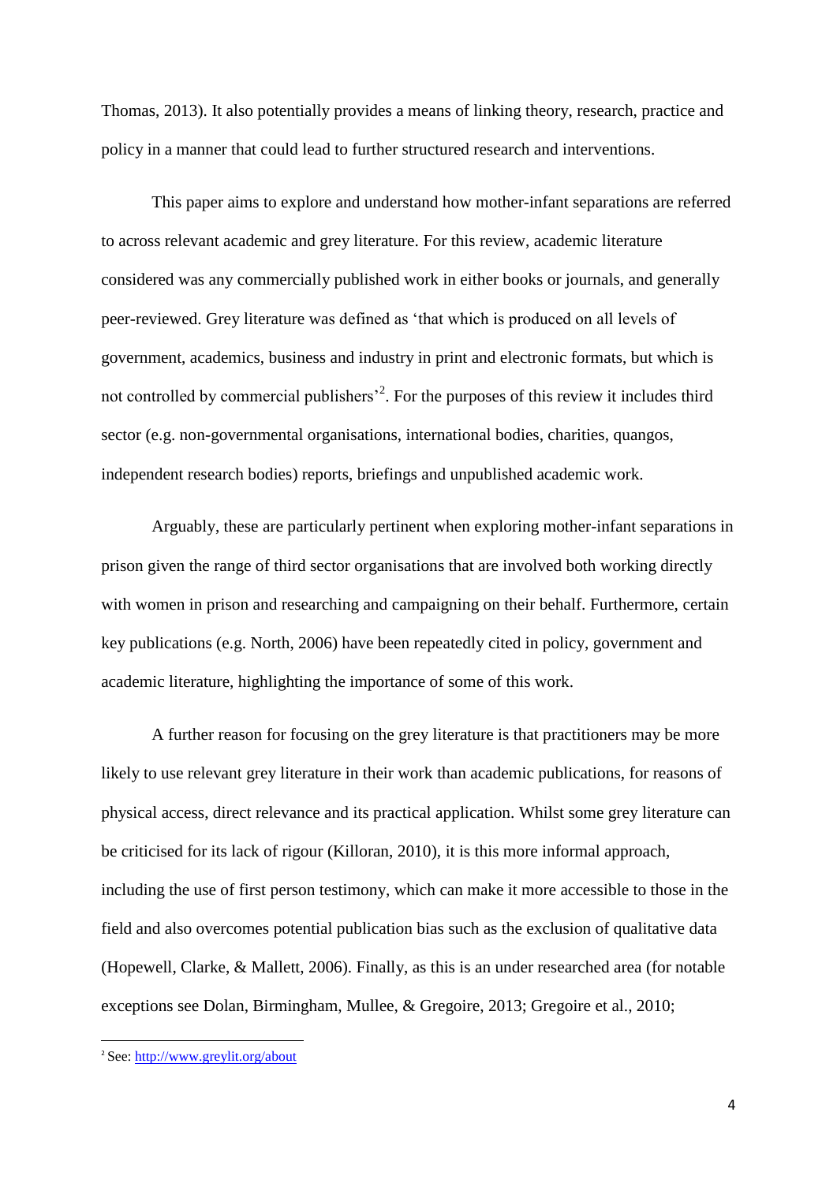Thomas, 2013). It also potentially provides a means of linking theory, research, practice and policy in a manner that could lead to further structured research and interventions.

This paper aims to explore and understand how mother-infant separations are referred to across relevant academic and grey literature. For this review, academic literature considered was any commercially published work in either books or journals, and generally peer-reviewed. Grey literature was defined as 'that which is produced on all levels of government, academics, business and industry in print and electronic formats, but which is not controlled by commercial publishers'[2]. For the purposes of this review it includes third sector (e.g. non-governmental organisations, international bodies, charities, quangos, independent research bodies) reports, briefings and unpublished academic work.

Arguably, these are particularly pertinent when exploring mother-infant separations in prison given the range of third sector organisations that are involved both working directly with women in prison and researching and campaigning on their behalf. Furthermore, certain key publications (e.g. North, 2006) have been repeatedly cited in policy, government and academic literature, highlighting the importance of some of this work.

A further reason for focusing on the grey literature is that practitioners may be more likely to use relevant grey literature in their work than academic publications, for reasons of physical access, direct relevance and its practical application. Whilst some grey literature can be criticised for its lack of rigour (Killoran, 2010), it is this more informal approach, including the use of first person testimony, which can make it more accessible to those in the field and also overcomes potential publication bias such as the exclusion of qualitative data (Hopewell, Clarke, & Mallett, 2006). Finally, as this is an under researched area (for notable exceptions see Dolan, Birmingham, Mullee, & Gregoire, 2013; Gregoire et al., 2010;

[2] See: http://www.greylit.org/about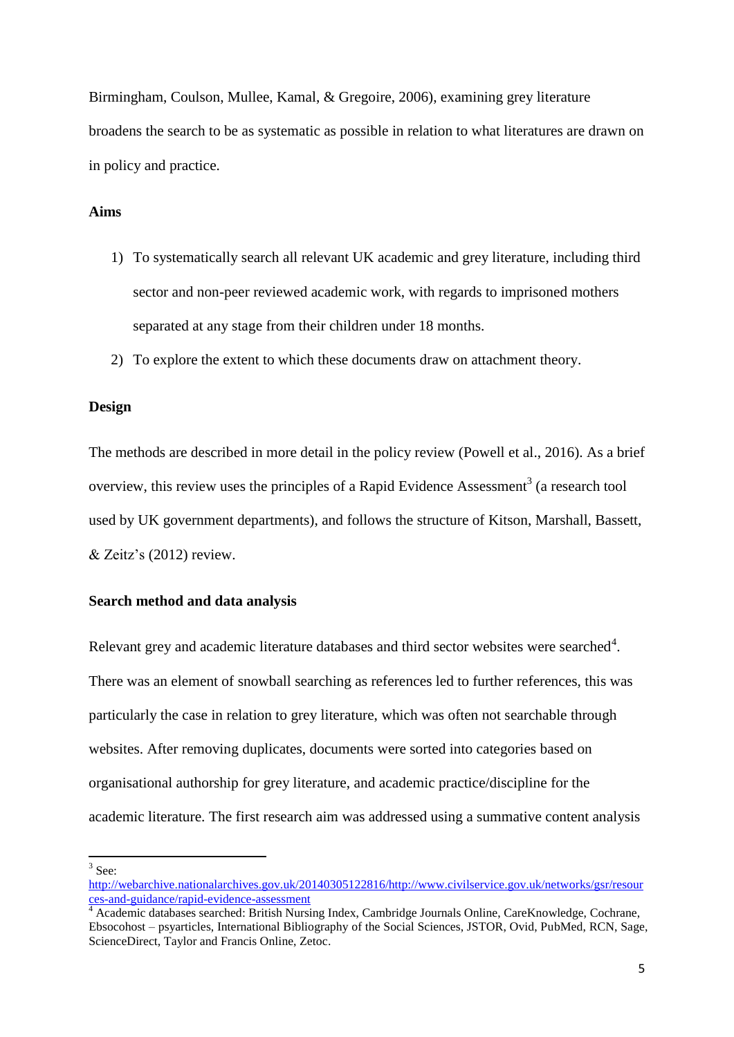Birmingham, Coulson, Mullee, Kamal, & Gregoire, 2006), examining grey literature broadens the search to be as systematic as possible in relation to what literatures are drawn on in policy and practice.

## Aims

1) To systematically search all relevant UK academic and grey literature, including third sector and non-peer reviewed academic work, with regards to imprisoned mothers separated at any stage from their children under 18 months.
2) To explore the extent to which these documents draw on attachment theory.

## Design

The methods are described in more detail in the policy review (Powell et al., 2016). As a brief overview, this review uses the principles of a Rapid Evidence Assessment[3] (a research tool used by UK government departments), and follows the structure of Kitson, Marshall, Bassett, & Zeitz's (2012) review.

## Search method and data analysis

Relevant grey and academic literature databases and third sector websites were searched[4]. There was an element of snowball searching as references led to further references, this was particularly the case in relation to grey literature, which was often not searchable through websites. After removing duplicates, documents were sorted into categories based on organisational authorship for grey literature, and academic practice/discipline for the academic literature. The first research aim was addressed using a summative content analysis

---

[3] See: http://webarchive.nationalarchives.gov.uk/20140305122816/http://www.civilservice.gov.uk/networks/gsr/resources-and-guidance/rapid-evidence-assessment

[4] Academic databases searched: British Nursing Index, Cambridge Journals Online, CareKnowledge, Cochrane, Ebsocohost – psyarticles, International Bibliography of the Social Sciences, JSTOR, Ovid, PubMed, RCN, Sage, ScienceDirect, Taylor and Francis Online, Zetoc.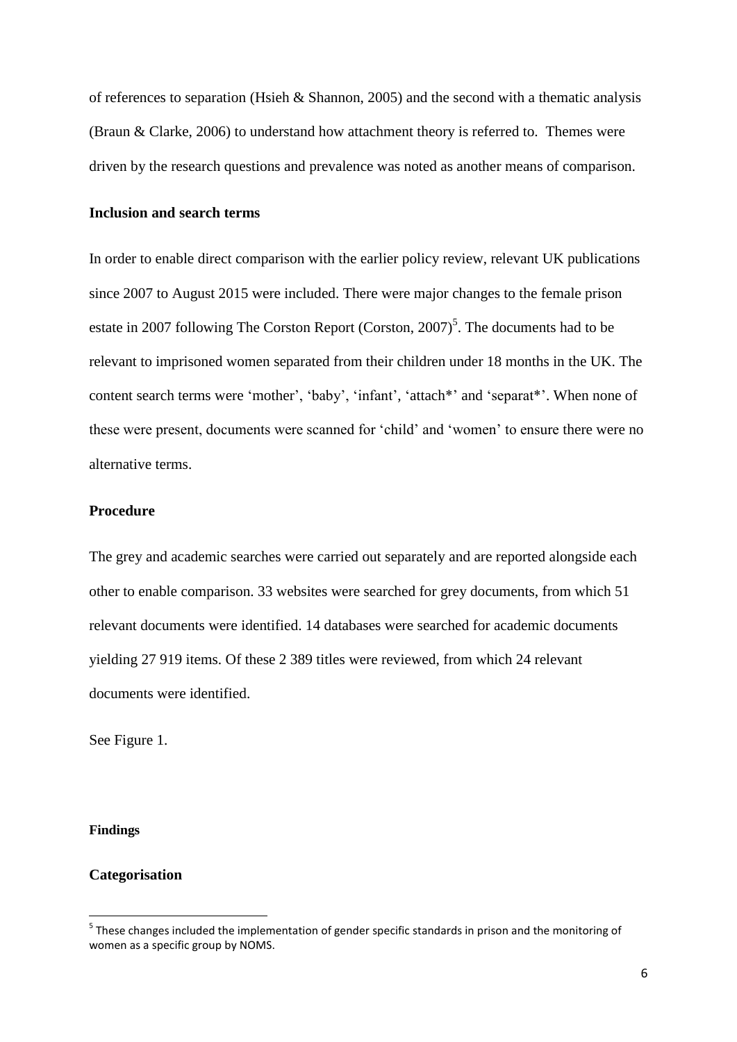of references to separation (Hsieh & Shannon, 2005) and the second with a thematic analysis (Braun & Clarke, 2006) to understand how attachment theory is referred to. Themes were driven by the research questions and prevalence was noted as another means of comparison.

### Inclusion and search terms

In order to enable direct comparison with the earlier policy review, relevant UK publications since 2007 to August 2015 were included. There were major changes to the female prison estate in 2007 following The Corston Report (Corston, 2007)[5]. The documents had to be relevant to imprisoned women separated from their children under 18 months in the UK. The content search terms were 'mother', 'baby', 'infant', 'attach*' and 'separat*'. When none of these were present, documents were scanned for 'child' and 'women' to ensure there were no alternative terms.

### Procedure

The grey and academic searches were carried out separately and are reported alongside each other to enable comparison. 33 websites were searched for grey documents, from which 51 relevant documents were identified. 14 databases were searched for academic documents yielding 27 919 items. Of these 2 389 titles were reviewed, from which 24 relevant documents were identified.

See Figure 1.

## Findings

### Categorisation

[5] These changes included the implementation of gender specific standards in prison and the monitoring of women as a specific group by NOMS.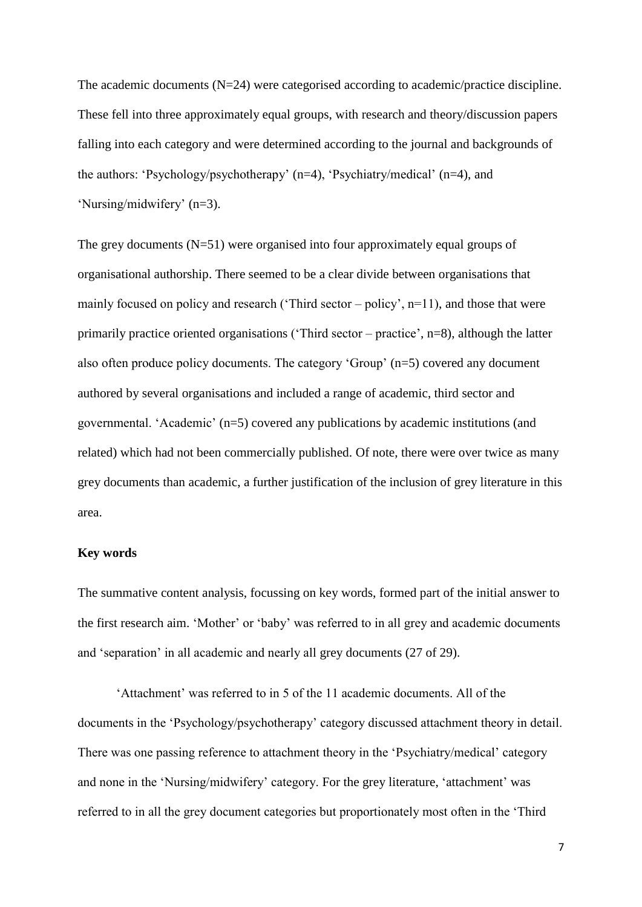The academic documents (N=24) were categorised according to academic/practice discipline. These fell into three approximately equal groups, with research and theory/discussion papers falling into each category and were determined according to the journal and backgrounds of the authors: 'Psychology/psychotherapy' (n=4), 'Psychiatry/medical' (n=4), and 'Nursing/midwifery' (n=3).

The grey documents (N=51) were organised into four approximately equal groups of organisational authorship. There seemed to be a clear divide between organisations that mainly focused on policy and research ('Third sector – policy', n=11), and those that were primarily practice oriented organisations ('Third sector – practice', n=8), although the latter also often produce policy documents. The category 'Group' (n=5) covered any document authored by several organisations and included a range of academic, third sector and governmental. 'Academic' (n=5) covered any publications by academic institutions (and related) which had not been commercially published. Of note, there were over twice as many grey documents than academic, a further justification of the inclusion of grey literature in this area.

### Key words

The summative content analysis, focussing on key words, formed part of the initial answer to the first research aim. 'Mother' or 'baby' was referred to in all grey and academic documents and 'separation' in all academic and nearly all grey documents (27 of 29).

'Attachment' was referred to in 5 of the 11 academic documents. All of the documents in the 'Psychology/psychotherapy' category discussed attachment theory in detail. There was one passing reference to attachment theory in the 'Psychiatry/medical' category and none in the 'Nursing/midwifery' category. For the grey literature, 'attachment' was referred to in all the grey document categories but proportionately most often in the 'Third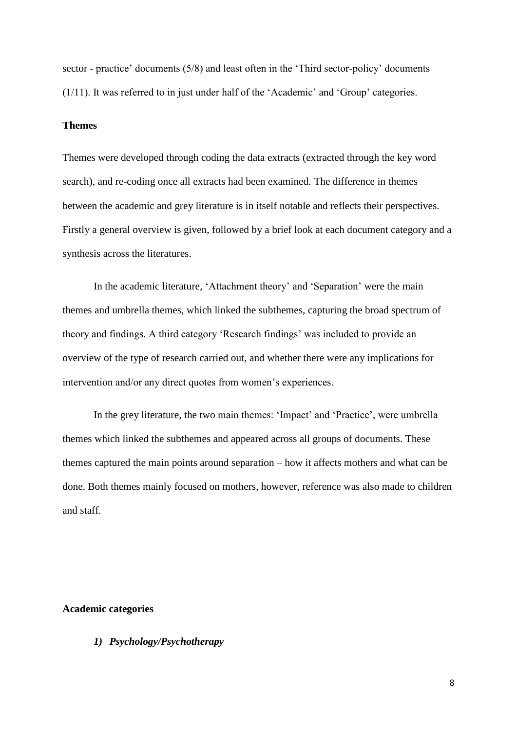sector - practice' documents (5/8) and least often in the 'Third sector-policy' documents (1/11). It was referred to in just under half of the 'Academic' and 'Group' categories.

## Themes

Themes were developed through coding the data extracts (extracted through the key word search), and re-coding once all extracts had been examined. The difference in themes between the academic and grey literature is in itself notable and reflects their perspectives. Firstly a general overview is given, followed by a brief look at each document category and a synthesis across the literatures.

In the academic literature, 'Attachment theory' and 'Separation' were the main themes and umbrella themes, which linked the subthemes, capturing the broad spectrum of theory and findings. A third category 'Research findings' was included to provide an overview of the type of research carried out, and whether there were any implications for intervention and/or any direct quotes from women's experiences.

In the grey literature, the two main themes: 'Impact' and 'Practice', were umbrella themes which linked the subthemes and appeared across all groups of documents. These themes captured the main points around separation – how it affects mothers and what can be done. Both themes mainly focused on mothers, however, reference was also made to children and staff.

## Academic categories

### *1) Psychology/Psychotherapy*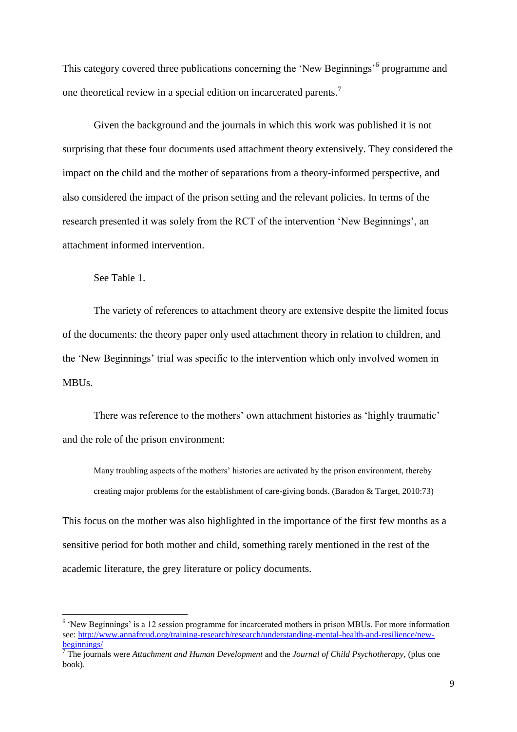This category covered three publications concerning the 'New Beginnings'[6] programme and one theoretical review in a special edition on incarcerated parents.[7]

Given the background and the journals in which this work was published it is not surprising that these four documents used attachment theory extensively. They considered the impact on the child and the mother of separations from a theory-informed perspective, and also considered the impact of the prison setting and the relevant policies. In terms of the research presented it was solely from the RCT of the intervention 'New Beginnings', an attachment informed intervention.

See Table 1.

The variety of references to attachment theory are extensive despite the limited focus of the documents: the theory paper only used attachment theory in relation to children, and the 'New Beginnings' trial was specific to the intervention which only involved women in MBUs.

There was reference to the mothers' own attachment histories as 'highly traumatic' and the role of the prison environment:

> Many troubling aspects of the mothers' histories are activated by the prison environment, thereby creating major problems for the establishment of care-giving bonds. (Baradon & Target, 2010:73)

This focus on the mother was also highlighted in the importance of the first few months as a sensitive period for both mother and child, something rarely mentioned in the rest of the academic literature, the grey literature or policy documents.

---

[6] 'New Beginnings' is a 12 session programme for incarcerated mothers in prison MBUs. For more information see: http://www.annafreud.org/training-research/research/understanding-mental-health-and-resilience/new-beginnings/

[7] The journals were *Attachment and Human Development* and the *Journal of Child Psychotherapy*, (plus one book).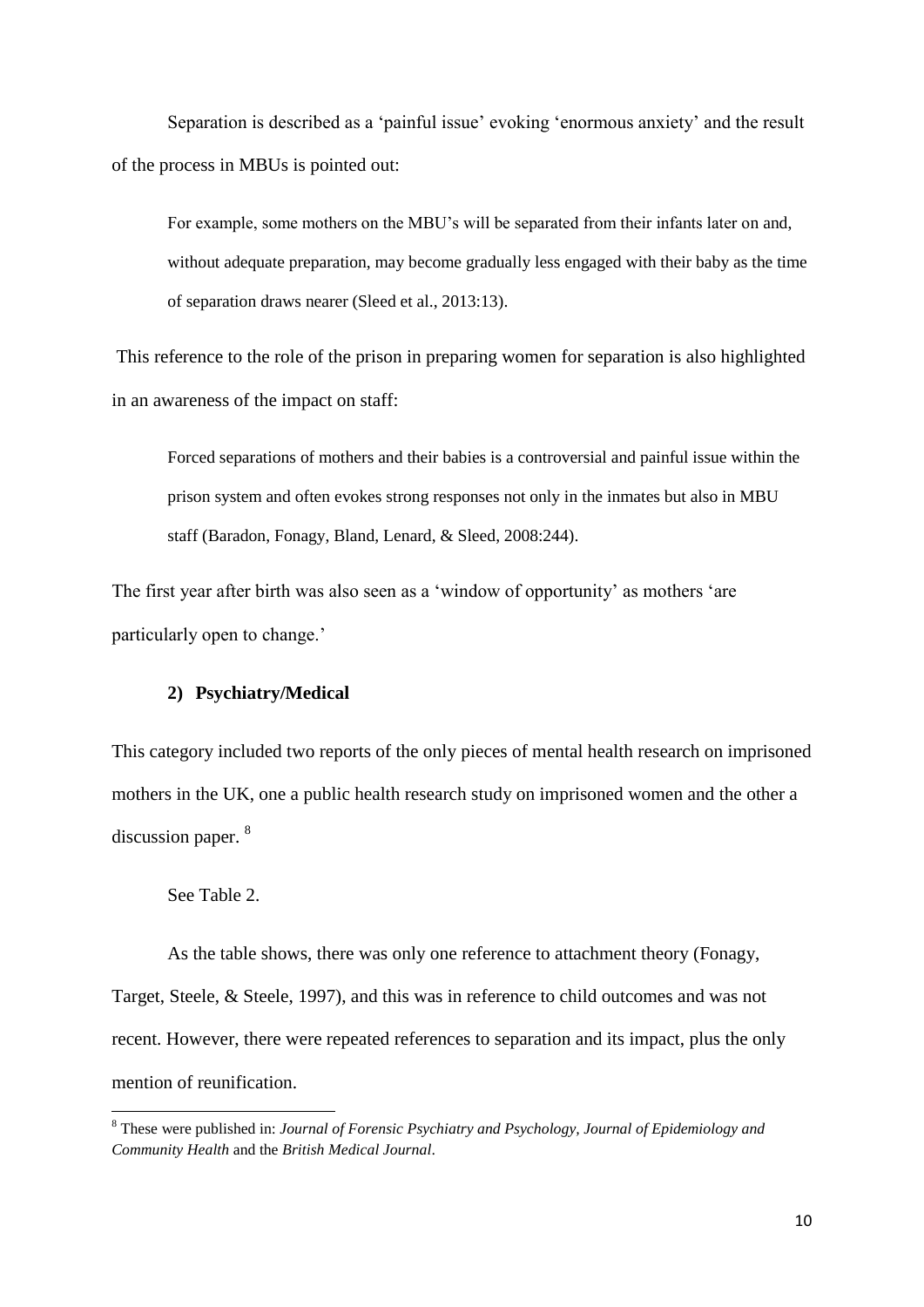Separation is described as a 'painful issue' evoking 'enormous anxiety' and the result of the process in MBUs is pointed out:

> For example, some mothers on the MBU's will be separated from their infants later on and, without adequate preparation, may become gradually less engaged with their baby as the time of separation draws nearer (Sleed et al., 2013:13).

This reference to the role of the prison in preparing women for separation is also highlighted in an awareness of the impact on staff:

> Forced separations of mothers and their babies is a controversial and painful issue within the prison system and often evokes strong responses not only in the inmates but also in MBU staff (Baradon, Fonagy, Bland, Lenard, & Sleed, 2008:244).

The first year after birth was also seen as a 'window of opportunity' as mothers 'are particularly open to change.'

### 2) Psychiatry/Medical

This category included two reports of the only pieces of mental health research on imprisoned mothers in the UK, one a public health research study on imprisoned women and the other a discussion paper. [8]

See Table 2.

As the table shows, there was only one reference to attachment theory (Fonagy, Target, Steele, & Steele, 1997), and this was in reference to child outcomes and was not recent. However, there were repeated references to separation and its impact, plus the only mention of reunification.

---

[8] These were published in: *Journal of Forensic Psychiatry and Psychology*, *Journal of Epidemiology and Community Health* and the *British Medical Journal*.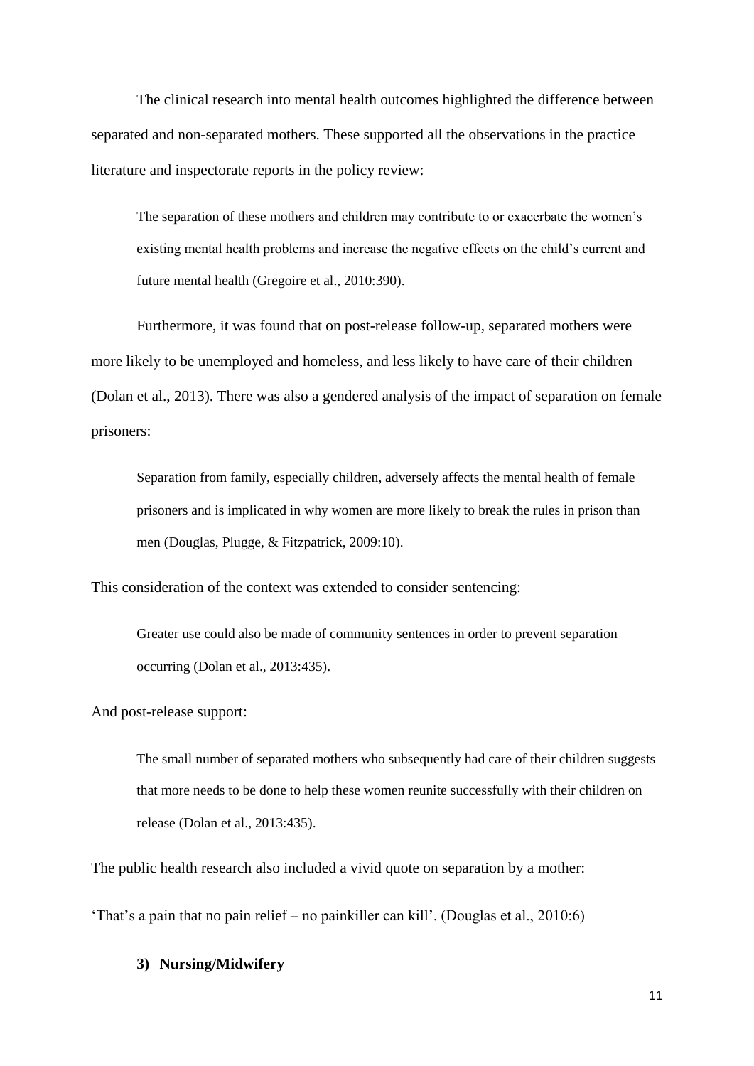The clinical research into mental health outcomes highlighted the difference between separated and non-separated mothers. These supported all the observations in the practice literature and inspectorate reports in the policy review:

> The separation of these mothers and children may contribute to or exacerbate the women's existing mental health problems and increase the negative effects on the child's current and future mental health (Gregoire et al., 2010:390).

Furthermore, it was found that on post-release follow-up, separated mothers were more likely to be unemployed and homeless, and less likely to have care of their children (Dolan et al., 2013). There was also a gendered analysis of the impact of separation on female prisoners:

> Separation from family, especially children, adversely affects the mental health of female prisoners and is implicated in why women are more likely to break the rules in prison than men (Douglas, Plugge, & Fitzpatrick, 2009:10).

This consideration of the context was extended to consider sentencing:

> Greater use could also be made of community sentences in order to prevent separation occurring (Dolan et al., 2013:435).

And post-release support:

> The small number of separated mothers who subsequently had care of their children suggests that more needs to be done to help these women reunite successfully with their children on release (Dolan et al., 2013:435).

The public health research also included a vivid quote on separation by a mother:

'That's a pain that no pain relief – no painkiller can kill'. (Douglas et al., 2010:6)

### 3) Nursing/Midwifery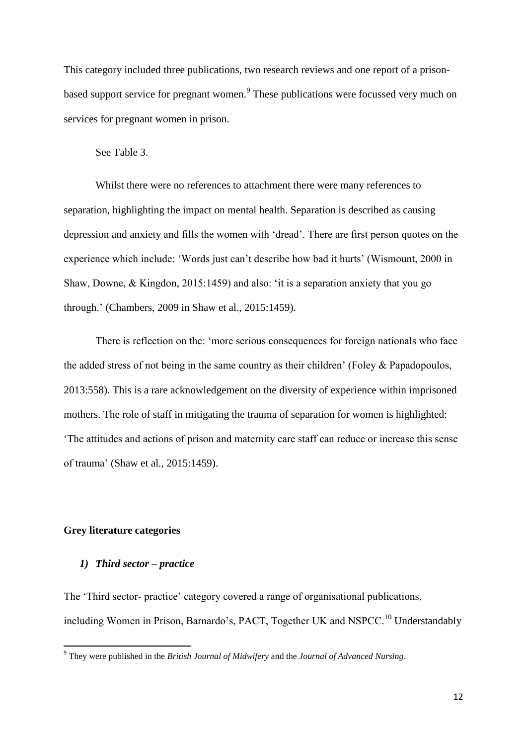This category included three publications, two research reviews and one report of a prison-based support service for pregnant women.[9] These publications were focussed very much on services for pregnant women in prison.

See Table 3.

Whilst there were no references to attachment there were many references to separation, highlighting the impact on mental health. Separation is described as causing depression and anxiety and fills the women with 'dread'. There are first person quotes on the experience which include: 'Words just can't describe how bad it hurts' (Wismount, 2000 in Shaw, Downe, & Kingdon, 2015:1459) and also: 'it is a separation anxiety that you go through.' (Chambers, 2009 in Shaw et al., 2015:1459).

There is reflection on the: 'more serious consequences for foreign nationals who face the added stress of not being in the same country as their children' (Foley & Papadopoulos, 2013:558). This is a rare acknowledgement on the diversity of experience within imprisoned mothers. The role of staff in mitigating the trauma of separation for women is highlighted: 'The attitudes and actions of prison and maternity care staff can reduce or increase this sense of trauma' (Shaw et al., 2015:1459).

## Grey literature categories

### *1) Third sector – practice*

The 'Third sector- practice' category covered a range of organisational publications, including Women in Prison, Barnardo's, PACT, Together UK and NSPCC.[10] Understandably

[9] They were published in the *British Journal of Midwifery* and the *Journal of Advanced Nursing*.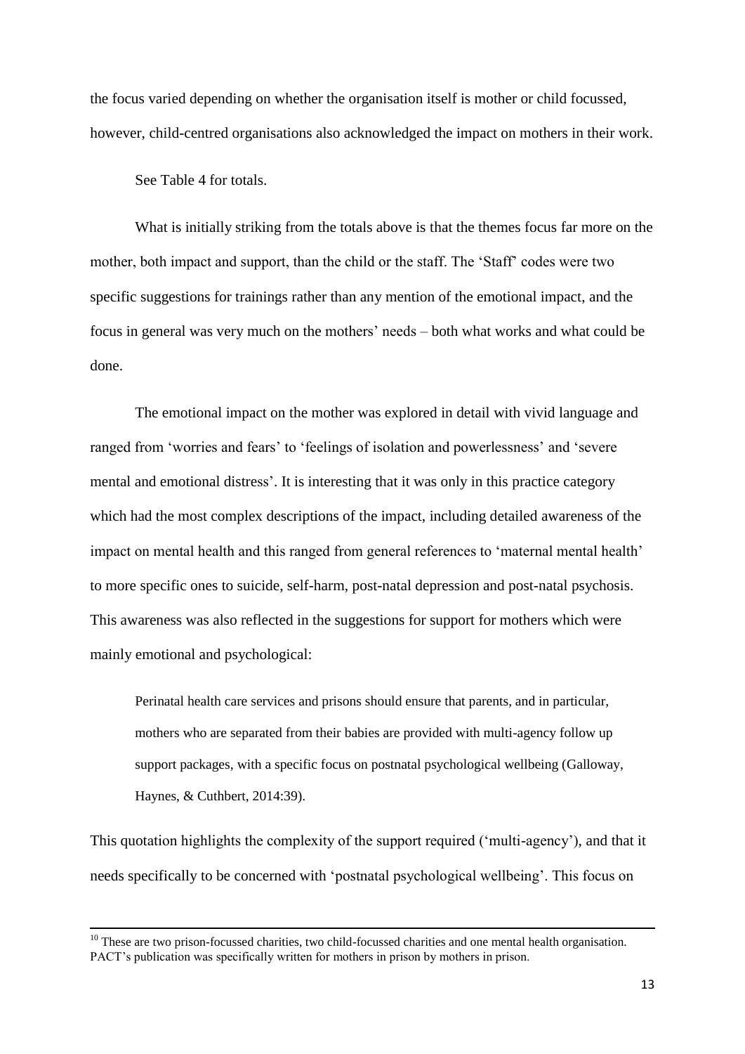the focus varied depending on whether the organisation itself is mother or child focussed, however, child-centred organisations also acknowledged the impact on mothers in their work.

See Table 4 for totals.

What is initially striking from the totals above is that the themes focus far more on the mother, both impact and support, than the child or the staff. The 'Staff' codes were two specific suggestions for trainings rather than any mention of the emotional impact, and the focus in general was very much on the mothers' needs – both what works and what could be done.

The emotional impact on the mother was explored in detail with vivid language and ranged from 'worries and fears' to 'feelings of isolation and powerlessness' and 'severe mental and emotional distress'. It is interesting that it was only in this practice category which had the most complex descriptions of the impact, including detailed awareness of the impact on mental health and this ranged from general references to 'maternal mental health' to more specific ones to suicide, self-harm, post-natal depression and post-natal psychosis. This awareness was also reflected in the suggestions for support for mothers which were mainly emotional and psychological:

> Perinatal health care services and prisons should ensure that parents, and in particular, mothers who are separated from their babies are provided with multi-agency follow up support packages, with a specific focus on postnatal psychological wellbeing (Galloway, Haynes, & Cuthbert, 2014:39).

This quotation highlights the complexity of the support required ('multi-agency'), and that it needs specifically to be concerned with 'postnatal psychological wellbeing'. This focus on

---

[10] These are two prison-focussed charities, two child-focussed charities and one mental health organisation. PACT's publication was specifically written for mothers in prison by mothers in prison.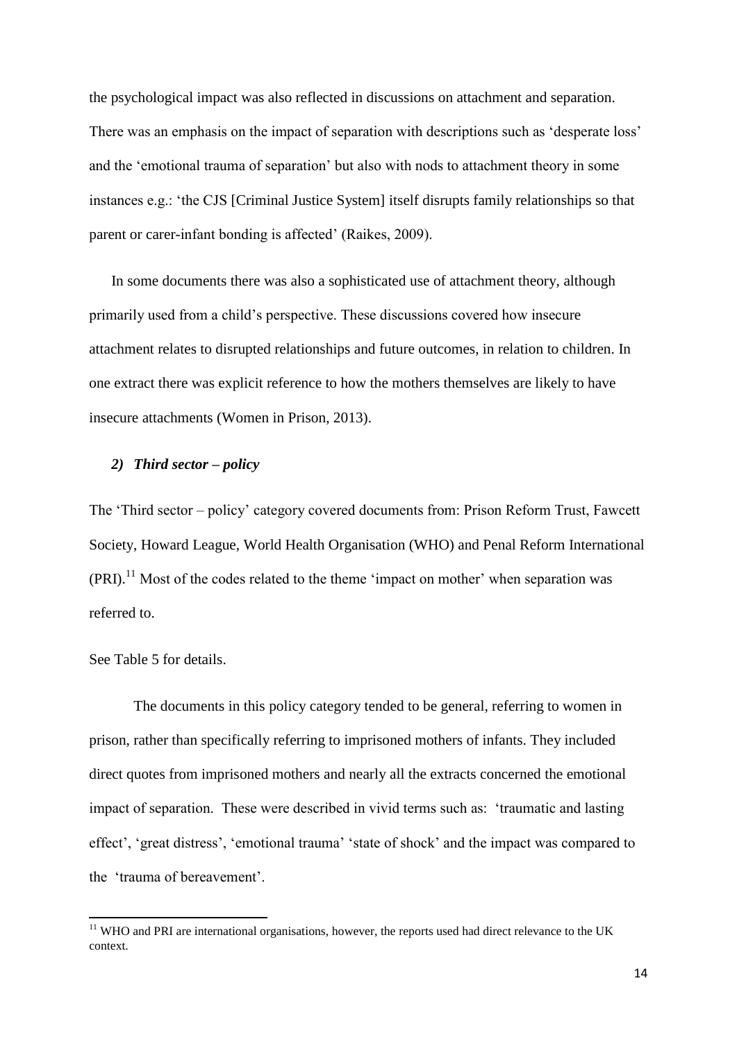the psychological impact was also reflected in discussions on attachment and separation. There was an emphasis on the impact of separation with descriptions such as 'desperate loss' and the 'emotional trauma of separation' but also with nods to attachment theory in some instances e.g.: 'the CJS [Criminal Justice System] itself disrupts family relationships so that parent or carer-infant bonding is affected' (Raikes, 2009).

In some documents there was also a sophisticated use of attachment theory, although primarily used from a child's perspective. These discussions covered how insecure attachment relates to disrupted relationships and future outcomes, in relation to children. In one extract there was explicit reference to how the mothers themselves are likely to have insecure attachments (Women in Prison, 2013).

### *2) Third sector – policy*

The 'Third sector – policy' category covered documents from: Prison Reform Trust, Fawcett Society, Howard League, World Health Organisation (WHO) and Penal Reform International (PRI).[11] Most of the codes related to the theme 'impact on mother' when separation was referred to.

See Table 5 for details.

The documents in this policy category tended to be general, referring to women in prison, rather than specifically referring to imprisoned mothers of infants. They included direct quotes from imprisoned mothers and nearly all the extracts concerned the emotional impact of separation. These were described in vivid terms such as: 'traumatic and lasting effect', 'great distress', 'emotional trauma' 'state of shock' and the impact was compared to the 'trauma of bereavement'.

[11] WHO and PRI are international organisations, however, the reports used had direct relevance to the UK context.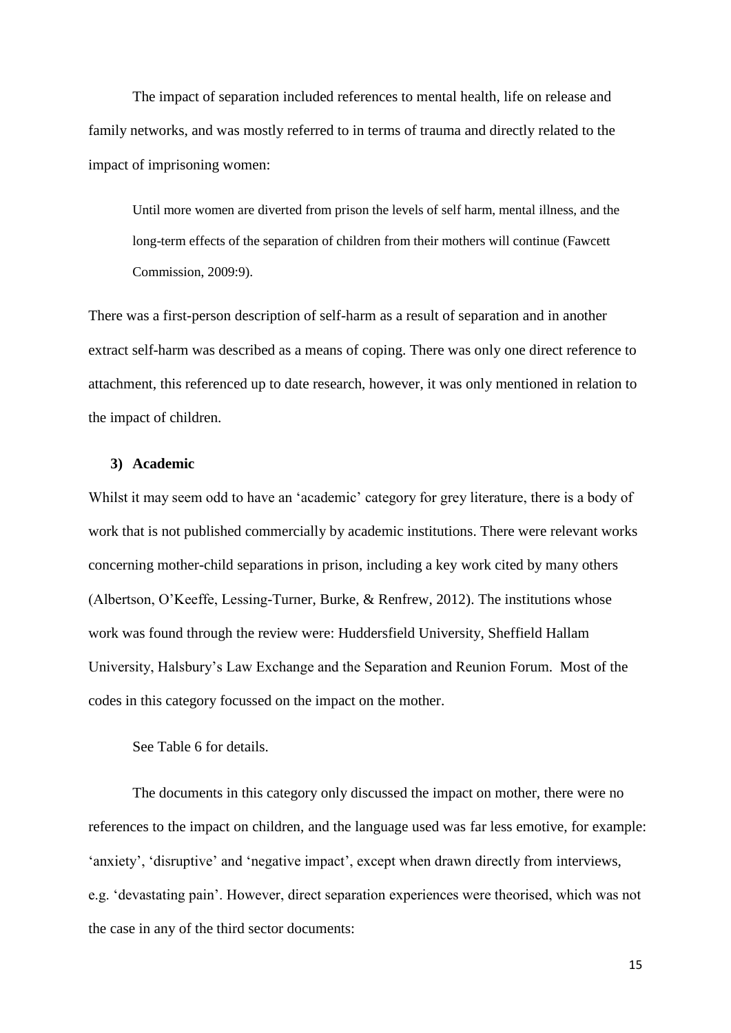The impact of separation included references to mental health, life on release and family networks, and was mostly referred to in terms of trauma and directly related to the impact of imprisoning women:

> Until more women are diverted from prison the levels of self harm, mental illness, and the long-term effects of the separation of children from their mothers will continue (Fawcett Commission, 2009:9).

There was a first-person description of self-harm as a result of separation and in another extract self-harm was described as a means of coping. There was only one direct reference to attachment, this referenced up to date research, however, it was only mentioned in relation to the impact of children.

### 3) Academic

Whilst it may seem odd to have an 'academic' category for grey literature, there is a body of work that is not published commercially by academic institutions. There were relevant works concerning mother-child separations in prison, including a key work cited by many others (Albertson, O'Keeffe, Lessing-Turner, Burke, & Renfrew, 2012). The institutions whose work was found through the review were: Huddersfield University, Sheffield Hallam University, Halsbury's Law Exchange and the Separation and Reunion Forum. Most of the codes in this category focussed on the impact on the mother.

See Table 6 for details.

The documents in this category only discussed the impact on mother, there were no references to the impact on children, and the language used was far less emotive, for example: 'anxiety', 'disruptive' and 'negative impact', except when drawn directly from interviews, e.g. 'devastating pain'. However, direct separation experiences were theorised, which was not the case in any of the third sector documents: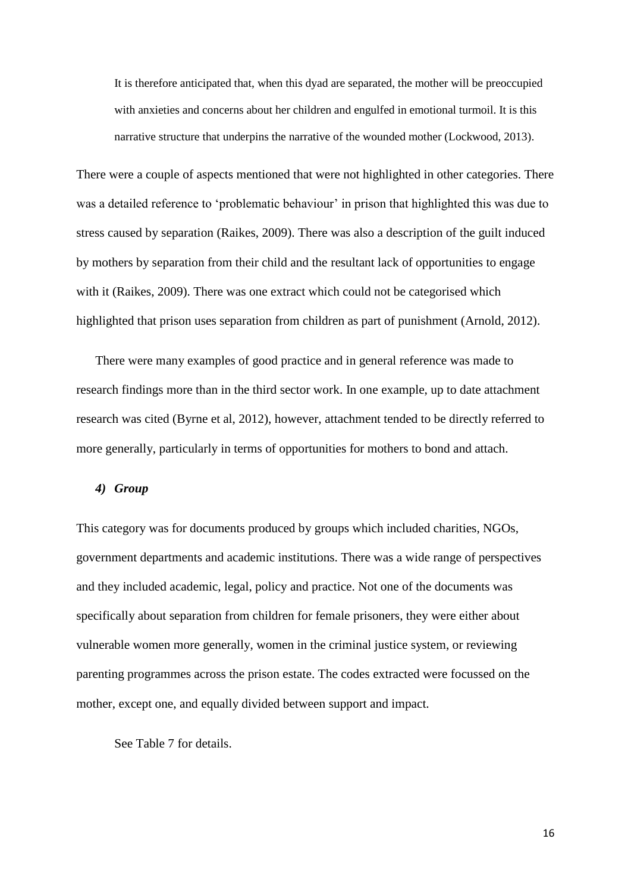> It is therefore anticipated that, when this dyad are separated, the mother will be preoccupied with anxieties and concerns about her children and engulfed in emotional turmoil. It is this narrative structure that underpins the narrative of the wounded mother (Lockwood, 2013).

There were a couple of aspects mentioned that were not highlighted in other categories. There was a detailed reference to 'problematic behaviour' in prison that highlighted this was due to stress caused by separation (Raikes, 2009). There was also a description of the guilt induced by mothers by separation from their child and the resultant lack of opportunities to engage with it (Raikes, 2009). There was one extract which could not be categorised which highlighted that prison uses separation from children as part of punishment (Arnold, 2012).

There were many examples of good practice and in general reference was made to research findings more than in the third sector work. In one example, up to date attachment research was cited (Byrne et al, 2012), however, attachment tended to be directly referred to more generally, particularly in terms of opportunities for mothers to bond and attach.

### *4) Group*

This category was for documents produced by groups which included charities, NGOs, government departments and academic institutions. There was a wide range of perspectives and they included academic, legal, policy and practice. Not one of the documents was specifically about separation from children for female prisoners, they were either about vulnerable women more generally, women in the criminal justice system, or reviewing parenting programmes across the prison estate. The codes extracted were focussed on the mother, except one, and equally divided between support and impact.

See Table 7 for details.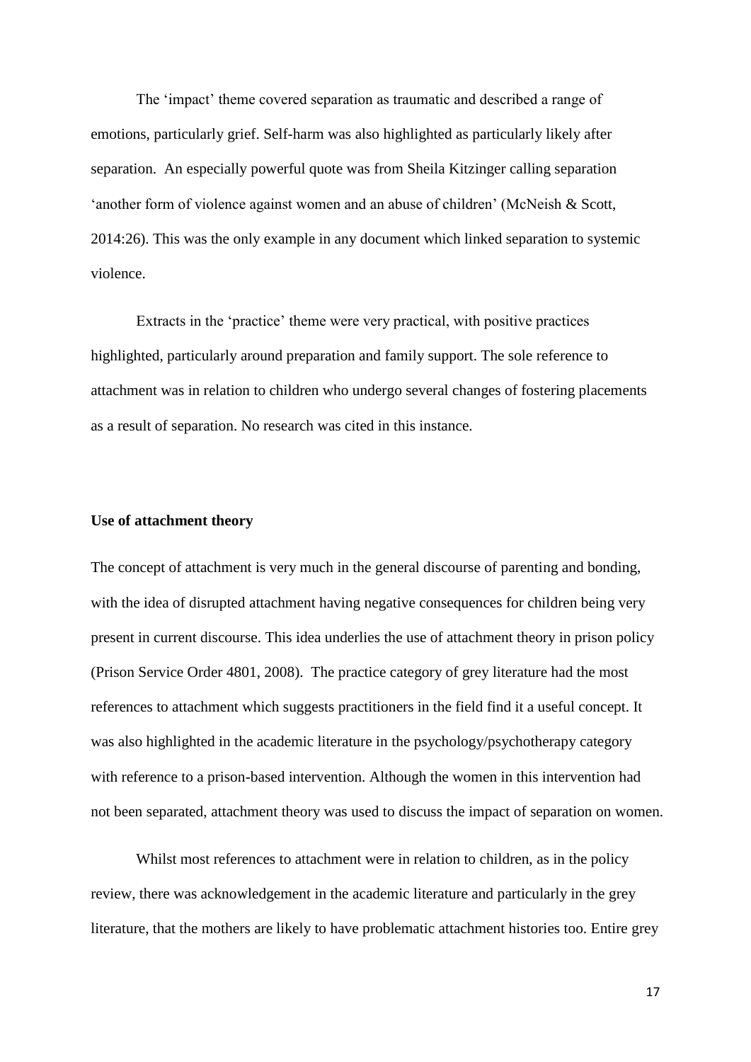The 'impact' theme covered separation as traumatic and described a range of emotions, particularly grief. Self-harm was also highlighted as particularly likely after separation. An especially powerful quote was from Sheila Kitzinger calling separation 'another form of violence against women and an abuse of children' (McNeish & Scott, 2014:26). This was the only example in any document which linked separation to systemic violence.

Extracts in the 'practice' theme were very practical, with positive practices highlighted, particularly around preparation and family support. The sole reference to attachment was in relation to children who undergo several changes of fostering placements as a result of separation. No research was cited in this instance.

**Use of attachment theory**

The concept of attachment is very much in the general discourse of parenting and bonding, with the idea of disrupted attachment having negative consequences for children being very present in current discourse. This idea underlies the use of attachment theory in prison policy (Prison Service Order 4801, 2008). The practice category of grey literature had the most references to attachment which suggests practitioners in the field find it a useful concept. It was also highlighted in the academic literature in the psychology/psychotherapy category with reference to a prison-based intervention. Although the women in this intervention had not been separated, attachment theory was used to discuss the impact of separation on women.

Whilst most references to attachment were in relation to children, as in the policy review, there was acknowledgement in the academic literature and particularly in the grey literature, that the mothers are likely to have problematic attachment histories too. Entire grey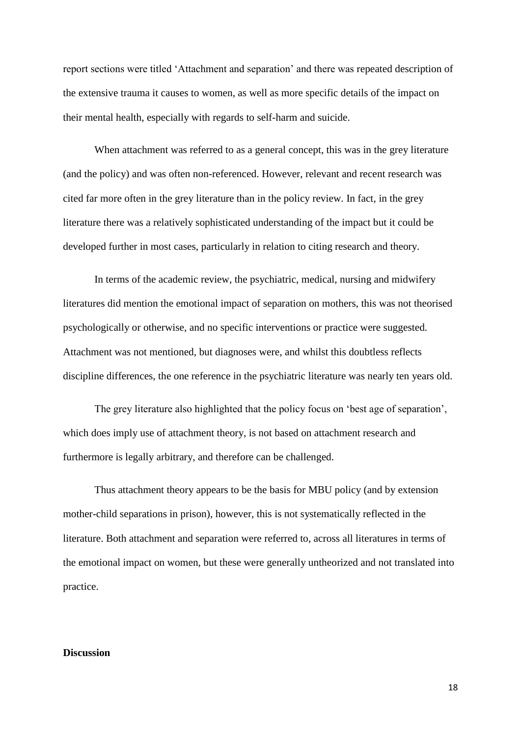report sections were titled 'Attachment and separation' and there was repeated description of the extensive trauma it causes to women, as well as more specific details of the impact on their mental health, especially with regards to self-harm and suicide.

When attachment was referred to as a general concept, this was in the grey literature (and the policy) and was often non-referenced. However, relevant and recent research was cited far more often in the grey literature than in the policy review. In fact, in the grey literature there was a relatively sophisticated understanding of the impact but it could be developed further in most cases, particularly in relation to citing research and theory.

In terms of the academic review, the psychiatric, medical, nursing and midwifery literatures did mention the emotional impact of separation on mothers, this was not theorised psychologically or otherwise, and no specific interventions or practice were suggested. Attachment was not mentioned, but diagnoses were, and whilst this doubtless reflects discipline differences, the one reference in the psychiatric literature was nearly ten years old.

The grey literature also highlighted that the policy focus on 'best age of separation', which does imply use of attachment theory, is not based on attachment research and furthermore is legally arbitrary, and therefore can be challenged.

Thus attachment theory appears to be the basis for MBU policy (and by extension mother-child separations in prison), however, this is not systematically reflected in the literature. Both attachment and separation were referred to, across all literatures in terms of the emotional impact on women, but these were generally untheorized and not translated into practice.

## Discussion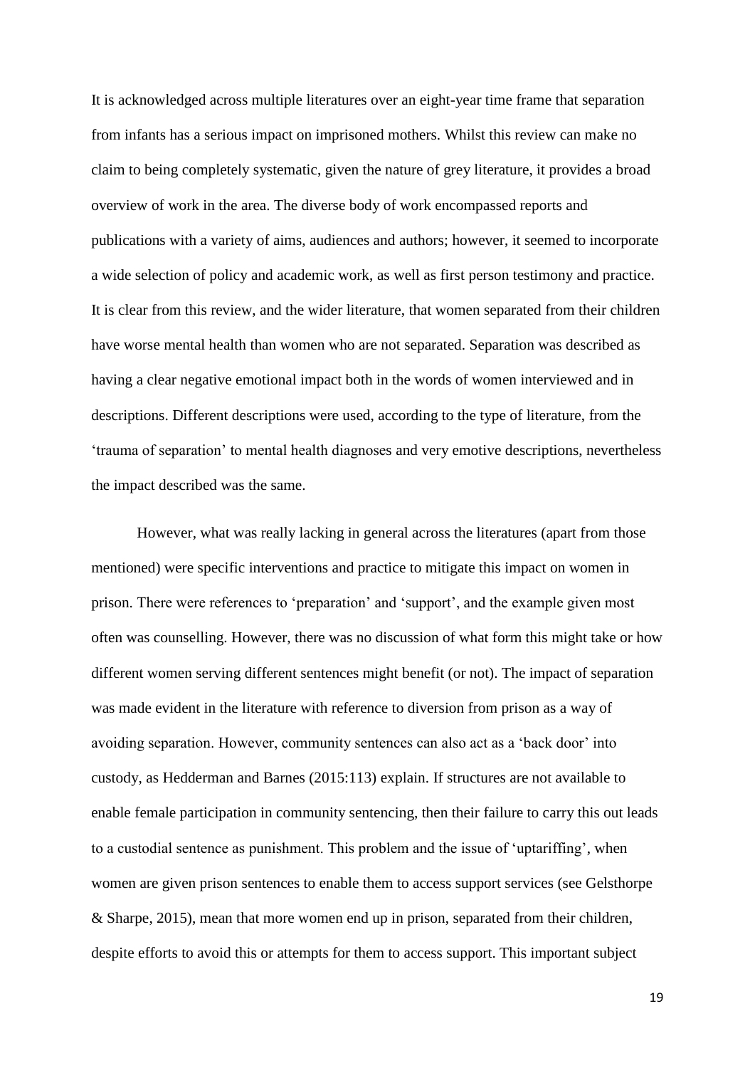It is acknowledged across multiple literatures over an eight-year time frame that separation from infants has a serious impact on imprisoned mothers. Whilst this review can make no claim to being completely systematic, given the nature of grey literature, it provides a broad overview of work in the area. The diverse body of work encompassed reports and publications with a variety of aims, audiences and authors; however, it seemed to incorporate a wide selection of policy and academic work, as well as first person testimony and practice. It is clear from this review, and the wider literature, that women separated from their children have worse mental health than women who are not separated. Separation was described as having a clear negative emotional impact both in the words of women interviewed and in descriptions. Different descriptions were used, according to the type of literature, from the 'trauma of separation' to mental health diagnoses and very emotive descriptions, nevertheless the impact described was the same.

However, what was really lacking in general across the literatures (apart from those mentioned) were specific interventions and practice to mitigate this impact on women in prison. There were references to 'preparation' and 'support', and the example given most often was counselling. However, there was no discussion of what form this might take or how different women serving different sentences might benefit (or not). The impact of separation was made evident in the literature with reference to diversion from prison as a way of avoiding separation. However, community sentences can also act as a 'back door' into custody, as Hedderman and Barnes (2015:113) explain. If structures are not available to enable female participation in community sentencing, then their failure to carry this out leads to a custodial sentence as punishment. This problem and the issue of 'uptariffing', when women are given prison sentences to enable them to access support services (see Gelsthorpe & Sharpe, 2015), mean that more women end up in prison, separated from their children, despite efforts to avoid this or attempts for them to access support. This important subject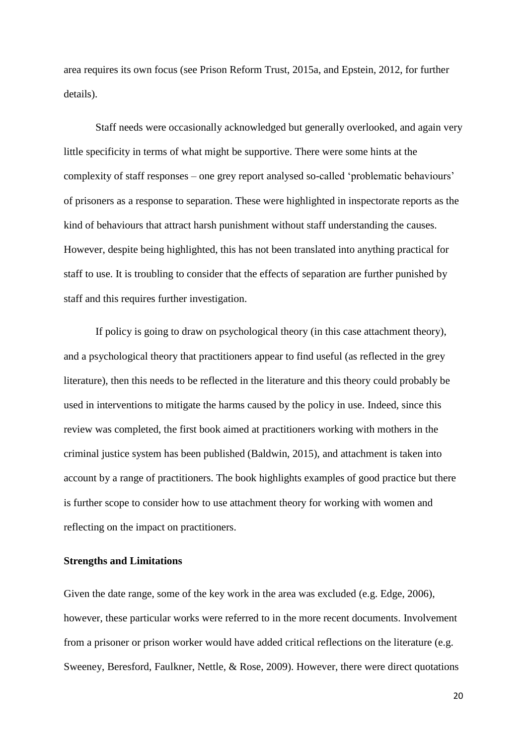area requires its own focus (see Prison Reform Trust, 2015a, and Epstein, 2012, for further details).

Staff needs were occasionally acknowledged but generally overlooked, and again very little specificity in terms of what might be supportive. There were some hints at the complexity of staff responses – one grey report analysed so-called 'problematic behaviours' of prisoners as a response to separation. These were highlighted in inspectorate reports as the kind of behaviours that attract harsh punishment without staff understanding the causes. However, despite being highlighted, this has not been translated into anything practical for staff to use. It is troubling to consider that the effects of separation are further punished by staff and this requires further investigation.

If policy is going to draw on psychological theory (in this case attachment theory), and a psychological theory that practitioners appear to find useful (as reflected in the grey literature), then this needs to be reflected in the literature and this theory could probably be used in interventions to mitigate the harms caused by the policy in use. Indeed, since this review was completed, the first book aimed at practitioners working with mothers in the criminal justice system has been published (Baldwin, 2015), and attachment is taken into account by a range of practitioners. The book highlights examples of good practice but there is further scope to consider how to use attachment theory for working with women and reflecting on the impact on practitioners.

**Strengths and Limitations**

Given the date range, some of the key work in the area was excluded (e.g. Edge, 2006), however, these particular works were referred to in the more recent documents. Involvement from a prisoner or prison worker would have added critical reflections on the literature (e.g. Sweeney, Beresford, Faulkner, Nettle, & Rose, 2009). However, there were direct quotations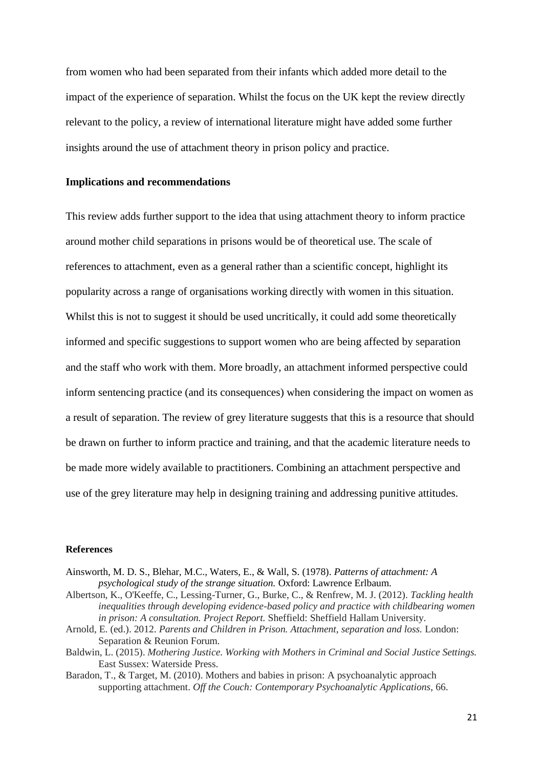from women who had been separated from their infants which added more detail to the impact of the experience of separation. Whilst the focus on the UK kept the review directly relevant to the policy, a review of international literature might have added some further insights around the use of attachment theory in prison policy and practice.

**Implications and recommendations**

This review adds further support to the idea that using attachment theory to inform practice around mother child separations in prisons would be of theoretical use. The scale of references to attachment, even as a general rather than a scientific concept, highlight its popularity across a range of organisations working directly with women in this situation. Whilst this is not to suggest it should be used uncritically, it could add some theoretically informed and specific suggestions to support women who are being affected by separation and the staff who work with them. More broadly, an attachment informed perspective could inform sentencing practice (and its consequences) when considering the impact on women as a result of separation. The review of grey literature suggests that this is a resource that should be drawn on further to inform practice and training, and that the academic literature needs to be made more widely available to practitioners. Combining an attachment perspective and use of the grey literature may help in designing training and addressing punitive attitudes.

**References**

Ainsworth, M. D. S., Blehar, M.C., Waters, E., & Wall, S. (1978). *Patterns of attachment: A psychological study of the strange situation.* Oxford: Lawrence Erlbaum.

Albertson, K., O'Keeffe, C., Lessing-Turner, G., Burke, C., & Renfrew, M. J. (2012). *Tackling health inequalities through developing evidence-based policy and practice with childbearing women in prison: A consultation. Project Report.* Sheffield: Sheffield Hallam University.

Arnold, E. (ed.). 2012. *Parents and Children in Prison. Attachment, separation and loss.* London: Separation & Reunion Forum.

Baldwin, L. (2015). *Mothering Justice. Working with Mothers in Criminal and Social Justice Settings.* East Sussex: Waterside Press.

Baradon, T., & Target, M. (2010). Mothers and babies in prison: A psychoanalytic approach supporting attachment. *Off the Couch: Contemporary Psychoanalytic Applications*, 66.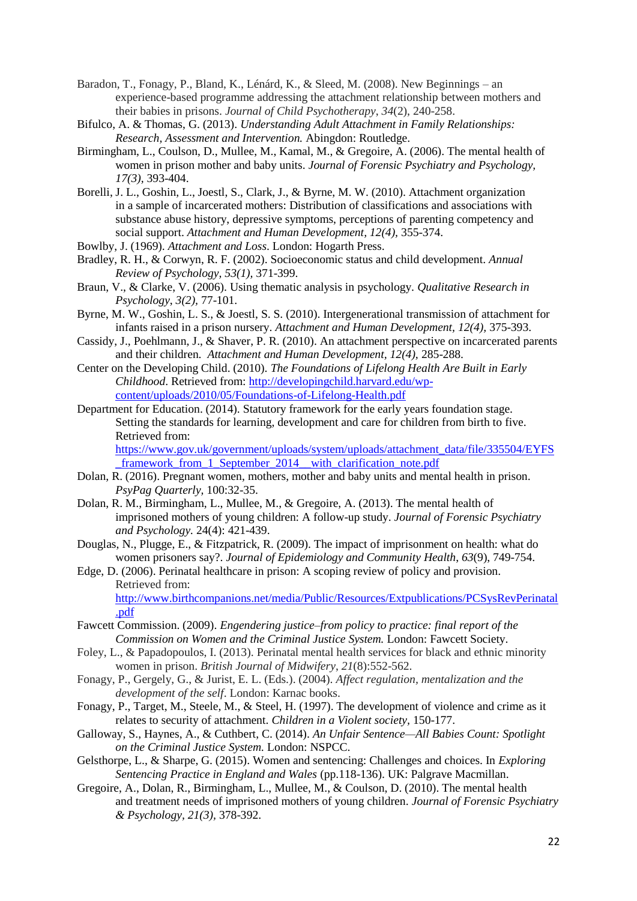Baradon, T., Fonagy, P., Bland, K., Lénárd, K., & Sleed, M. (2008). New Beginnings – an experience-based programme addressing the attachment relationship between mothers and their babies in prisons. *Journal of Child Psychotherapy*, *34*(2), 240-258.

Bifulco, A. & Thomas, G. (2013). *Understanding Adult Attachment in Family Relationships: Research, Assessment and Intervention.* Abingdon: Routledge.

Birmingham, L., Coulson, D., Mullee, M., Kamal, M., & Gregoire, A. (2006). The mental health of women in prison mother and baby units. *Journal of Forensic Psychiatry and Psychology, 17(3),* 393-404.

Borelli, J. L., Goshin, L., Joestl, S., Clark, J., & Byrne, M. W. (2010). Attachment organization in a sample of incarcerated mothers: Distribution of classifications and associations with substance abuse history, depressive symptoms, perceptions of parenting competency and social support. *Attachment and Human Development, 12(4),* 355-374.

Bowlby, J. (1969). *Attachment and Loss*. London: Hogarth Press.

Bradley, R. H., & Corwyn, R. F. (2002). Socioeconomic status and child development. *Annual Review of Psychology, 53(1),* 371-399.

Braun, V., & Clarke, V. (2006). Using thematic analysis in psychology. *Qualitative Research in Psychology*, *3(2),* 77-101.

Byrne, M. W., Goshin, L. S., & Joestl, S. S. (2010). Intergenerational transmission of attachment for infants raised in a prison nursery. *Attachment and Human Development, 12(4),* 375-393.

Cassidy, J., Poehlmann, J., & Shaver, P. R. (2010). An attachment perspective on incarcerated parents and their children. *Attachment and Human Development, 12(4),* 285-288.

Center on the Developing Child. (2010). *The Foundations of Lifelong Health Are Built in Early Childhood*. Retrieved from: http://developingchild.harvard.edu/wp-content/uploads/2010/05/Foundations-of-Lifelong-Health.pdf

Department for Education. (2014). Statutory framework for the early years foundation stage. Setting the standards for learning, development and care for children from birth to five. Retrieved from: https://www.gov.uk/government/uploads/system/uploads/attachment_data/file/335504/EYFS_framework_from_1_September_2014__with_clarification_note.pdf

Dolan, R. (2016). Pregnant women, mothers, mother and baby units and mental health in prison. *PsyPag Quarterly,* 100:32-35.

Dolan, R. M., Birmingham, L., Mullee, M., & Gregoire, A. (2013). The mental health of imprisoned mothers of young children: A follow-up study. *Journal of Forensic Psychiatry and Psychology.* 24(4): 421-439.

Douglas, N., Plugge, E., & Fitzpatrick, R. (2009). The impact of imprisonment on health: what do women prisoners say?. *Journal of Epidemiology and Community Health*, *63*(9), 749-754.

Edge, D. (2006). Perinatal healthcare in prison: A scoping review of policy and provision. Retrieved from: http://www.birthcompanions.net/media/Public/Resources/Extpublications/PCSysRevPerinatal.pdf

Fawcett Commission. (2009). *Engendering justice–from policy to practice: final report of the Commission on Women and the Criminal Justice System.* London: Fawcett Society.

Foley, L., & Papadopoulos, I. (2013). Perinatal mental health services for black and ethnic minority women in prison. *British Journal of Midwifery*, *21*(8):552-562.

Fonagy, P., Gergely, G., & Jurist, E. L. (Eds.). (2004). *Affect regulation, mentalization and the development of the self*. London: Karnac books.

Fonagy, P., Target, M., Steele, M., & Steel, H. (1997). The development of violence and crime as it relates to security of attachment. *Children in a Violent society*, 150-177.

Galloway, S., Haynes, A., & Cuthbert, C. (2014). *An Unfair Sentence—All Babies Count: Spotlight on the Criminal Justice System.* London: NSPCC.

Gelsthorpe, L., & Sharpe, G. (2015). Women and sentencing: Challenges and choices. In *Exploring Sentencing Practice in England and Wales* (pp.118-136). UK: Palgrave Macmillan.

Gregoire, A., Dolan, R., Birmingham, L., Mullee, M., & Coulson, D. (2010). The mental health and treatment needs of imprisoned mothers of young children. *Journal of Forensic Psychiatry & Psychology, 21(3),* 378-392.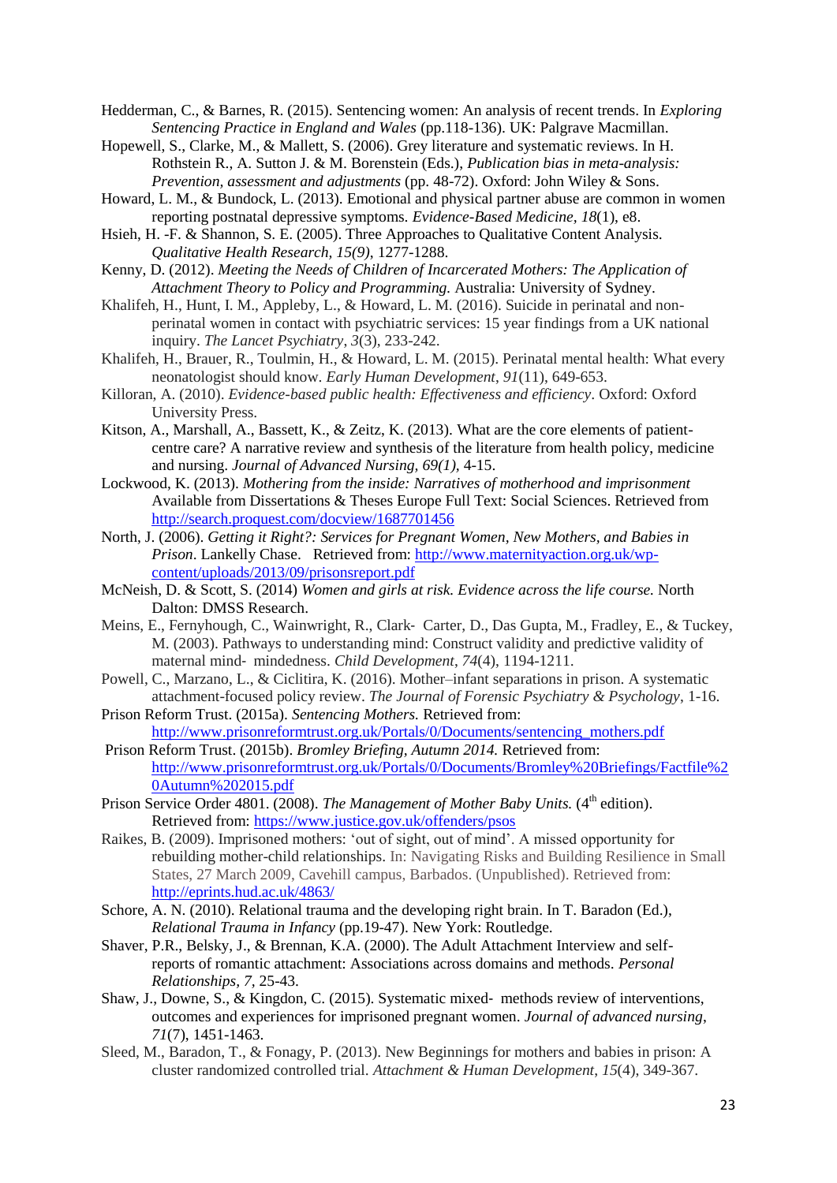Hedderman, C., & Barnes, R. (2015). Sentencing women: An analysis of recent trends. In *Exploring Sentencing Practice in England and Wales* (pp.118-136). UK: Palgrave Macmillan.

Hopewell, S., Clarke, M., & Mallett, S. (2006). Grey literature and systematic reviews. In H. Rothstein R., A. Sutton J. & M. Borenstein (Eds.), *Publication bias in meta-analysis: Prevention, assessment and adjustments* (pp. 48-72). Oxford: John Wiley & Sons.

Howard, L. M., & Bundock, L. (2013). Emotional and physical partner abuse are common in women reporting postnatal depressive symptoms. *Evidence-Based Medicine*, *18*(1), e8.

Hsieh, H. -F. & Shannon, S. E. (2005). Three Approaches to Qualitative Content Analysis. *Qualitative Health Research, 15(9)*, 1277-1288.

Kenny, D. (2012). *Meeting the Needs of Children of Incarcerated Mothers: The Application of Attachment Theory to Policy and Programming.* Australia: University of Sydney.

Khalifeh, H., Hunt, I. M., Appleby, L., & Howard, L. M. (2016). Suicide in perinatal and non-perinatal women in contact with psychiatric services: 15 year findings from a UK national inquiry. *The Lancet Psychiatry*, *3*(3), 233-242.

Khalifeh, H., Brauer, R., Toulmin, H., & Howard, L. M. (2015). Perinatal mental health: What every neonatologist should know. *Early Human Development*, *91*(11), 649-653.

Killoran, A. (2010). *Evidence-based public health: Effectiveness and efficiency*. Oxford: Oxford University Press.

Kitson, A., Marshall, A., Bassett, K., & Zeitz, K. (2013). What are the core elements of patient-centre care? A narrative review and synthesis of the literature from health policy, medicine and nursing. *Journal of Advanced Nursing, 69(1)*, 4-15.

Lockwood, K. (2013). *Mothering from the inside: Narratives of motherhood and imprisonment* Available from Dissertations & Theses Europe Full Text: Social Sciences. Retrieved from http://search.proquest.com/docview/1687701456

North, J. (2006). *Getting it Right?: Services for Pregnant Women, New Mothers, and Babies in Prison*. Lankelly Chase. Retrieved from: http://www.maternityaction.org.uk/wp-content/uploads/2013/09/prisonsreport.pdf

McNeish, D. & Scott, S. (2014) *Women and girls at risk. Evidence across the life course.* North Dalton: DMSS Research.

Meins, E., Fernyhough, C., Wainwright, R., Clark‐ Carter, D., Das Gupta, M., Fradley, E., & Tuckey, M. (2003). Pathways to understanding mind: Construct validity and predictive validity of maternal mind‐ mindedness. *Child Development*, *74*(4), 1194-1211.

Powell, C., Marzano, L., & Ciclitira, K. (2016). Mother–infant separations in prison. A systematic attachment-focused policy review. *The Journal of Forensic Psychiatry & Psychology*, 1-16.

Prison Reform Trust. (2015a). *Sentencing Mothers.* Retrieved from: http://www.prisonreformtrust.org.uk/Portals/0/Documents/sentencing_mothers.pdf

Prison Reform Trust. (2015b). *Bromley Briefing, Autumn 2014.* Retrieved from: http://www.prisonreformtrust.org.uk/Portals/0/Documents/Bromley%20Briefings/Factfile%20Autumn%202015.pdf

Prison Service Order 4801. (2008). *The Management of Mother Baby Units.* (4th edition). Retrieved from: https://www.justice.gov.uk/offenders/psos

Raikes, B. (2009). Imprisoned mothers: 'out of sight, out of mind'. A missed opportunity for rebuilding mother-child relationships. In: Navigating Risks and Building Resilience in Small States, 27 March 2009, Cavehill campus, Barbados. (Unpublished). Retrieved from: http://eprints.hud.ac.uk/4863/

Schore, A. N. (2010). Relational trauma and the developing right brain. In T. Baradon (Ed.), *Relational Trauma in Infancy* (pp.19-47). New York: Routledge.

Shaver, P.R., Belsky, J., & Brennan, K.A. (2000). The Adult Attachment Interview and self-reports of romantic attachment: Associations across domains and methods. *Personal Relationships, 7*, 25-43.

Shaw, J., Downe, S., & Kingdon, C. (2015). Systematic mixed‐ methods review of interventions, outcomes and experiences for imprisoned pregnant women. *Journal of advanced nursing*, *71*(7), 1451-1463.

Sleed, M., Baradon, T., & Fonagy, P. (2013). New Beginnings for mothers and babies in prison: A cluster randomized controlled trial. *Attachment & Human Development*, *15*(4), 349-367.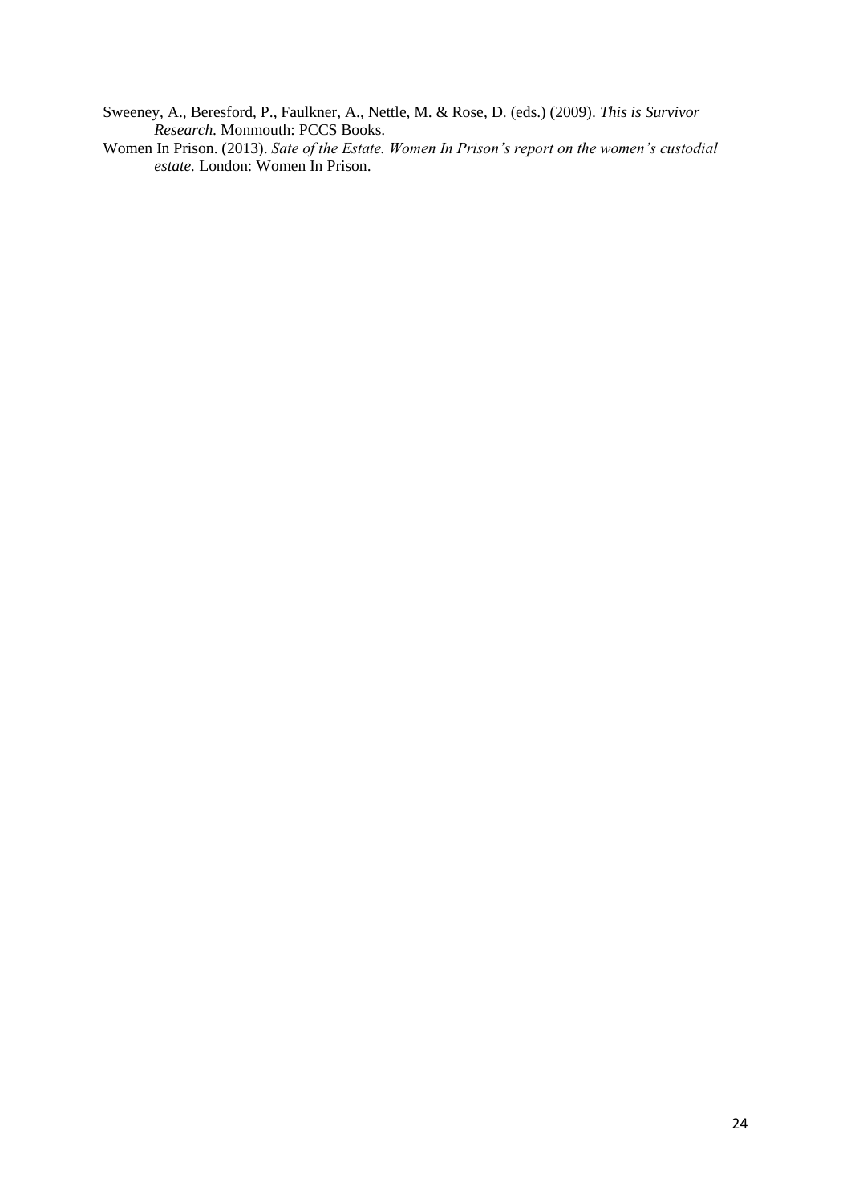Sweeney, A., Beresford, P., Faulkner, A., Nettle, M. & Rose, D. (eds.) (2009). *This is Survivor Research.* Monmouth: PCCS Books.

Women In Prison. (2013). *Sate of the Estate. Women In Prison's report on the women's custodial estate.* London: Women In Prison.